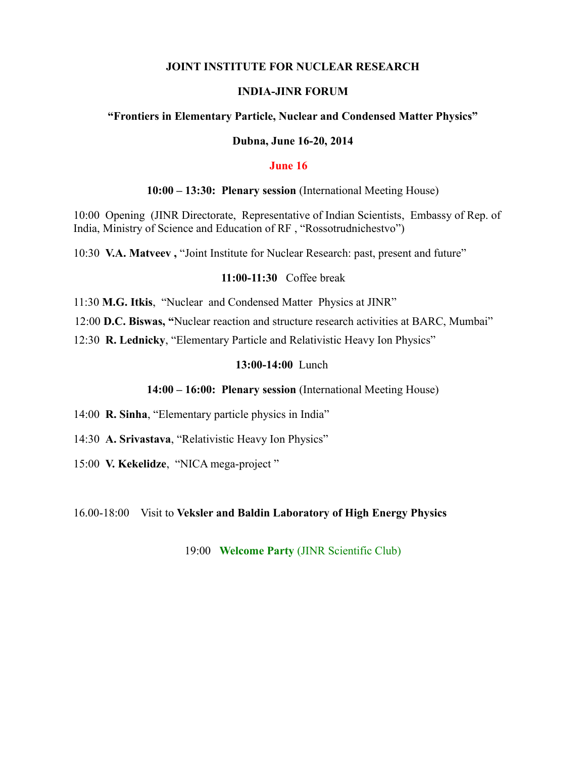**JOINT INSTITUTE FOR NUCLEAR RESEARCH**

**INDIA-JINR FORUM**

**"Frontiers in Elementary Particle, Nuclear and Condensed Matter Physics"**

**Dubna, June 16-20, 2014**

## June 16

**10:00 – 13:30: Plenary session** (International Meeting House)

10:00 Opening (JINR Directorate, Representative of Indian Scientists, Embassy of Rep. of India, Ministry of Science and Education of RF , "Rossotrudnichestvo")

10:30 **V.A. Matveev ,** "Joint Institute for Nuclear Research: past, present and future"

**11:00-11:30** Coffee break

11:30 **M.G. Itkis**, "Nuclear and Condensed Matter Physics at JINR"

12:00 **D.C. Biswas, "**Nuclear reaction and structure research activities at BARC, Mumbai"

12:30 **R. Lednicky**, "Elementary Particle and Relativistic Heavy Ion Physics"

**13:00-14:00** Lunch

**14:00 – 16:00: Plenary session** (International Meeting House)

14:00 **R. Sinha**, "Elementary particle physics in India"

14:30 **A. Srivastava**, "Relativistic Heavy Ion Physics"

15:00 **V. Kekelidze**, "NICA mega-project "

16.00-18:00 Visit to **Veksler and Baldin Laboratory of High Energy Physics**

19:00 **Welcome Party** (JINR Scientific Club)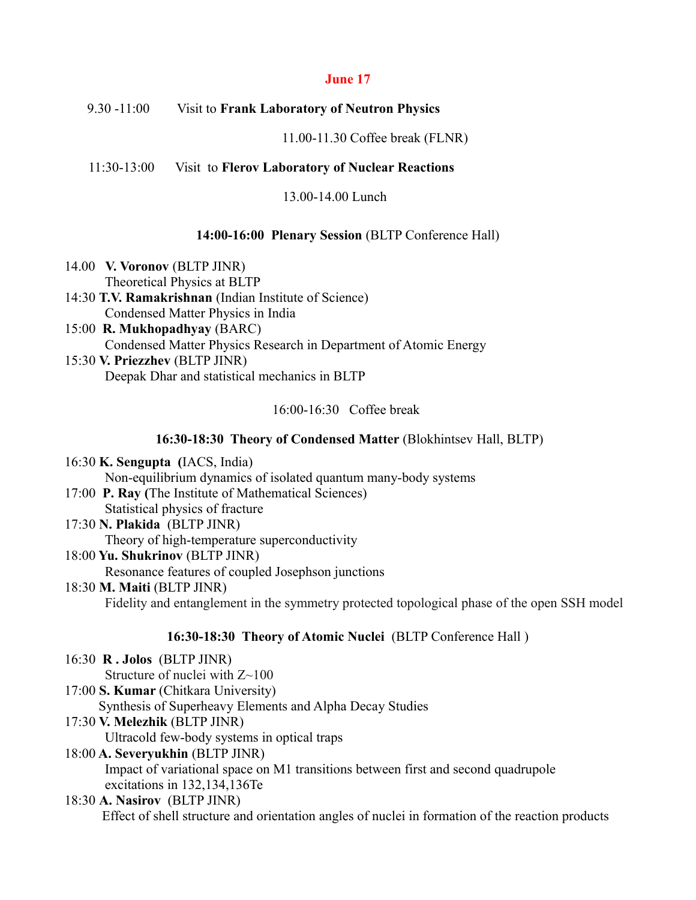## June 17

9.30 -11:00 Visit to **Frank Laboratory of Neutron Physics**

11.00-11.30 Coffee break (FLNR)

11:30-13:00 Visit to **Flerov Laboratory of Nuclear Reactions**

13.00-14.00 Lunch

### 14:00-16:00 Plenary Session (BLTP Conference Hall)

14.00 **V. Voronov** (BLTP JINR)
Theoretical Physics at BLTP

14:30 **T.V. Ramakrishnan** (Indian Institute of Science)
Condensed Matter Physics in India

15:00 **R. Mukhopadhyay** (BARC)
Condensed Matter Physics Research in Department of Atomic Energy

15:30 **V. Priezzhev** (BLTP JINR)
Deepak Dhar and statistical mechanics in BLTP

16:00-16:30 Coffee break

### 16:30-18:30 Theory of Condensed Matter (Blokhintsev Hall, BLTP)

16:30 **K. Sengupta (**IACS, India)
Non-equilibrium dynamics of isolated quantum many-body systems

17:00 **P. Ray (**The Institute of Mathematical Sciences)
Statistical physics of fracture

17:30 **N. Plakida** (BLTP JINR)
Theory of high-temperature superconductivity

18:00 **Yu. Shukrinov** (BLTP JINR)
Resonance features of coupled Josephson junctions

18:30 **M. Maiti** (BLTP JINR)
Fidelity and entanglement in the symmetry protected topological phase of the open SSH model

### 16:30-18:30 Theory of Atomic Nuclei (BLTP Conference Hall )

16:30 **R . Jolos** (BLTP JINR)
Structure of nuclei with Z~100

17:00 **S. Kumar** (Chitkara University)
Synthesis of Superheavy Elements and Alpha Decay Studies

17:30 **V. Melezhik** (BLTP JINR)
Ultracold few-body systems in optical traps

18:00 **A. Severyukhin** (BLTP JINR)
Impact of variational space on M1 transitions between first and second quadrupole excitations in 132,134,136Te

18:30 **A. Nasirov** (BLTP JINR)
Effect of shell structure and orientation angles of nuclei in formation of the reaction products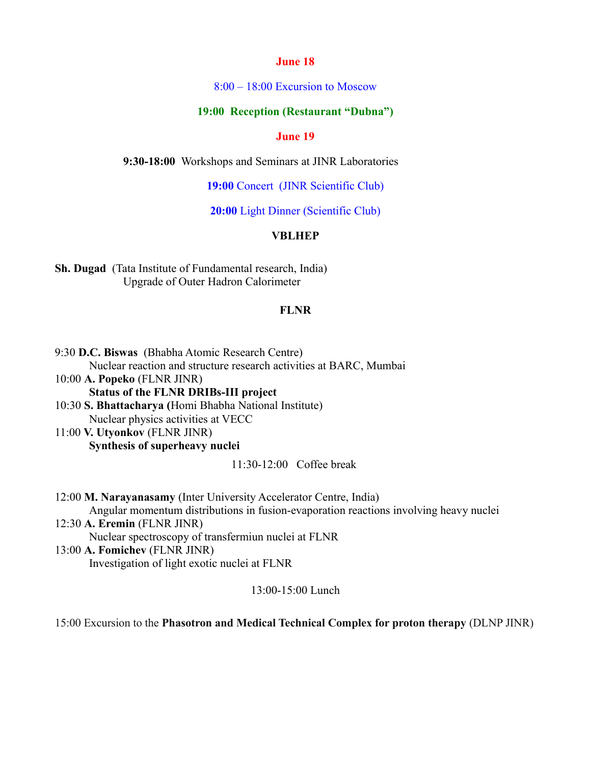## June 18

8:00 – 18:00 Excursion to Moscow

**19:00 Reception (Restaurant "Dubna")**

## June 19

**9:30-18:00** Workshops and Seminars at JINR Laboratories

**19:00** Concert (JINR Scientific Club)

**20:00** Light Dinner (Scientific Club)

### VBLHEP

**Sh. Dugad** (Tata Institute of Fundamental research, India)
Upgrade of Outer Hadron Calorimeter

### FLNR

9:30 **D.C. Biswas** (Bhabha Atomic Research Centre)
Nuclear reaction and structure research activities at BARC, Mumbai

10:00 **A. Popeko** (FLNR JINR)
**Status of the FLNR DRIBs-III project**

10:30 **S. Bhattacharya (**Homi Bhabha National Institute)
Nuclear physics activities at VECC

11:00 **V. Utyonkov** (FLNR JINR)
**Synthesis of superheavy nuclei**

11:30-12:00 Coffee break

12:00 **M. Narayanasamy** (Inter University Accelerator Centre, India)
Angular momentum distributions in fusion-evaporation reactions involving heavy nuclei

12:30 **A. Eremin** (FLNR JINR)
Nuclear spectroscopy of transfermiun nuclei at FLNR

13:00 **A. Fomichev** (FLNR JINR)
Investigation of light exotic nuclei at FLNR

13:00-15:00 Lunch

15:00 Excursion to the **Phasotron and Medical Technical Complex for proton therapy** (DLNP JINR)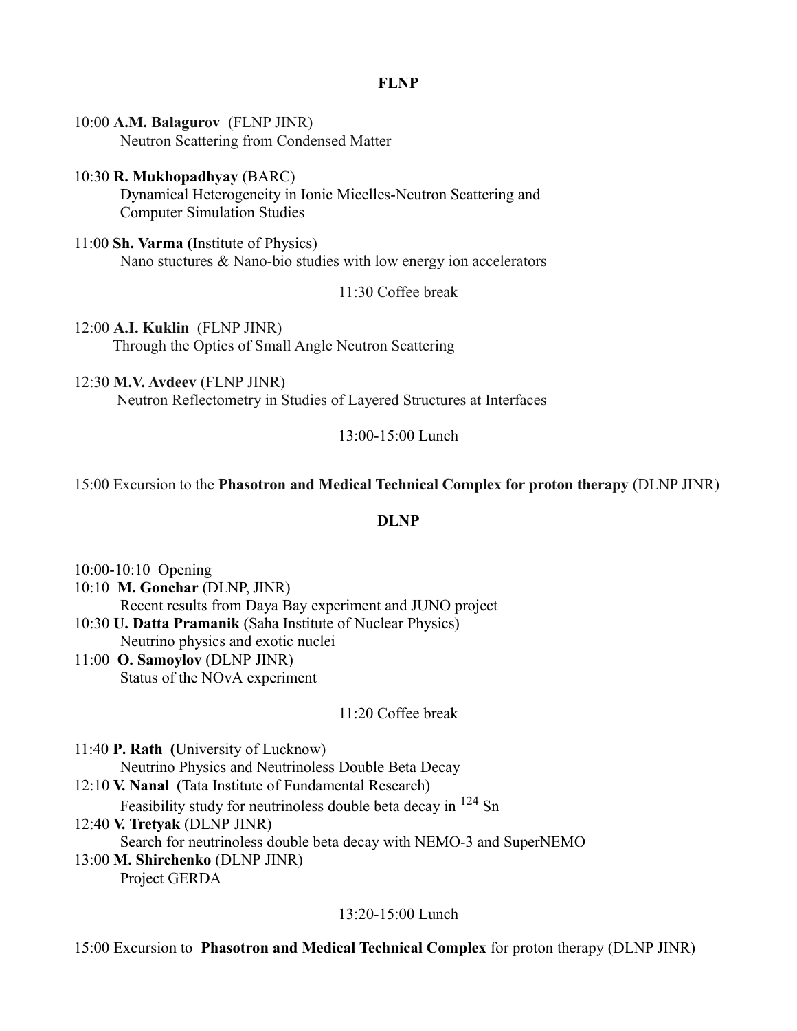## FLNP

10:00 **A.M. Balagurov** (FLNP JINR)
Neutron Scattering from Condensed Matter

10:30 **R. Mukhopadhyay** (BARC)
Dynamical Heterogeneity in Ionic Micelles-Neutron Scattering and Computer Simulation Studies

11:00 **Sh. Varma (**Institute of Physics)
Nano stuctures & Nano-bio studies with low energy ion accelerators

11:30 Coffee break

12:00 **A.I. Kuklin** (FLNP JINR)
Through the Optics of Small Angle Neutron Scattering

12:30 **M.V. Avdeev** (FLNP JINR)
Neutron Reflectometry in Studies of Layered Structures at Interfaces

13:00-15:00 Lunch

15:00 Excursion to the **Phasotron and Medical Technical Complex for proton therapy** (DLNP JINR)

## DLNP

10:00-10:10 Opening

10:10 **M. Gonchar** (DLNP, JINR)
Recent results from Daya Bay experiment and JUNO project

10:30 **U. Datta Pramanik** (Saha Institute of Nuclear Physics)
Neutrino physics and exotic nuclei

11:00 **O. Samoylov** (DLNP JINR)
Status of the NOvA experiment

11:20 Coffee break

11:40 **P. Rath (**University of Lucknow)
Neutrino Physics and Neutrinoless Double Beta Decay

12:10 **V. Nanal (**Tata Institute of Fundamental Research)
Feasibility study for neutrinoless double beta decay in $^{124}$ Sn

12:40 **V. Tretyak** (DLNP JINR)
Search for neutrinoless double beta decay with NEMO-3 and SuperNEMO

13:00 **M. Shirchenko** (DLNP JINR)
Project GERDA

13:20-15:00 Lunch

15:00 Excursion to **Phasotron and Medical Technical Complex** for proton therapy (DLNP JINR)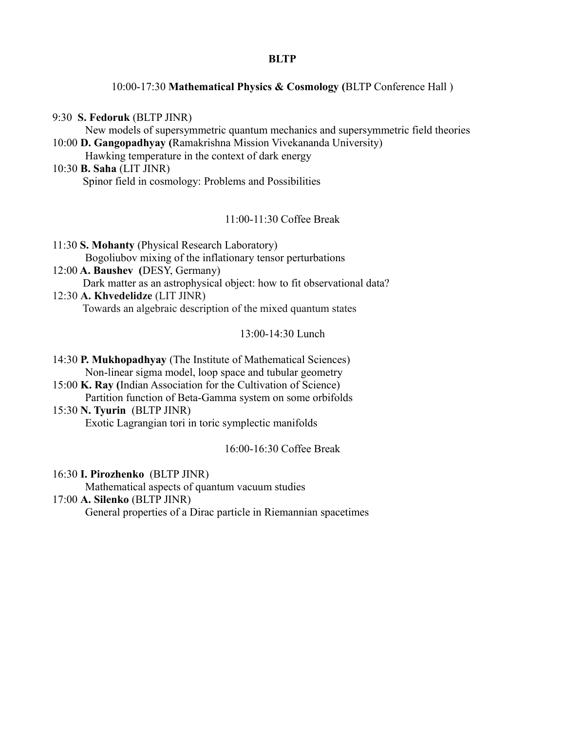**BLTP**

10:00-17:30 **Mathematical Physics & Cosmology (**BLTP Conference Hall )

9:30 **S. Fedoruk** (BLTP JINR)
New models of supersymmetric quantum mechanics and supersymmetric field theories

10:00 **D. Gangopadhyay (**Ramakrishna Mission Vivekananda University)
Hawking temperature in the context of dark energy

10:30 **B. Saha** (LIT JINR)
Spinor field in cosmology: Problems and Possibilities

11:00-11:30 Coffee Break

11:30 **S. Mohanty** (Physical Research Laboratory)
Bogoliubov mixing of the inflationary tensor perturbations

12:00 **A. Baushev (**DESY, Germany)
Dark matter as an astrophysical object: how to fit observational data?

12:30 **A. Khvedelidze** (LIT JINR)
Towards an algebraic description of the mixed quantum states

13:00-14:30 Lunch

14:30 **P. Mukhopadhyay** (The Institute of Mathematical Sciences)
Non-linear sigma model, loop space and tubular geometry

15:00 **K. Ray (**Indian Association for the Cultivation of Science)
Partition function of Beta-Gamma system on some orbifolds

15:30 **N. Tyurin** (BLTP JINR)
Exotic Lagrangian tori in toric symplectic manifolds

16:00-16:30 Coffee Break

16:30 **I. Pirozhenko** (BLTP JINR)
Mathematical aspects of quantum vacuum studies

17:00 **A. Silenko** (BLTP JINR)
General properties of a Dirac particle in Riemannian spacetimes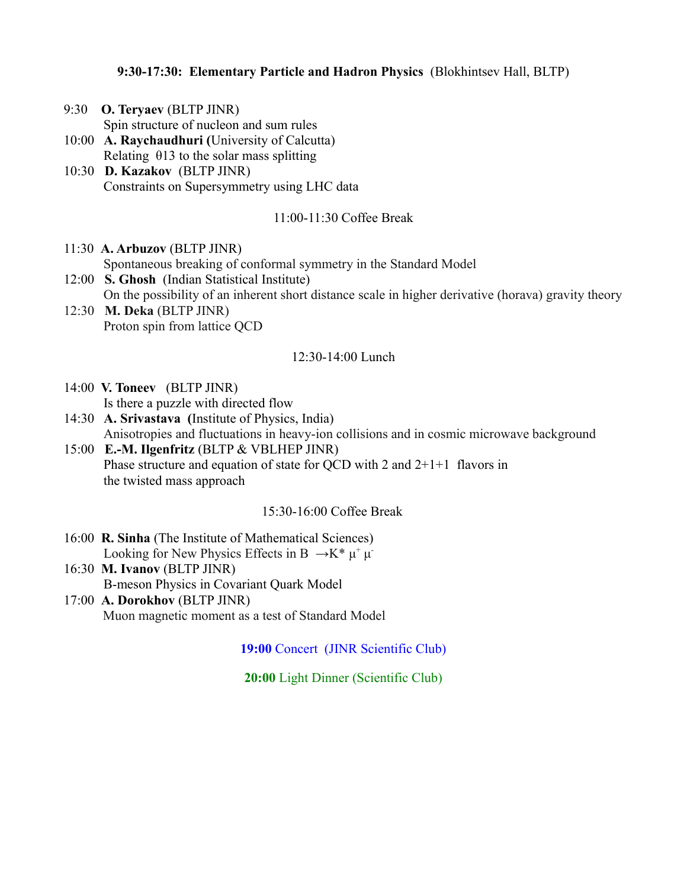**9:30-17:30: Elementary Particle and Hadron Physics** (Blokhintsev Hall, BLTP)

9:30 **O. Teryaev** (BLTP JINR)
Spin structure of nucleon and sum rules

10:00 **A. Raychaudhuri (**University of Calcutta)
Relating $\theta 13$ to the solar mass splitting

10:30 **D. Kazakov** (BLTP JINR)
Constraints on Supersymmetry using LHC data

11:00-11:30 Coffee Break

11:30 **A. Arbuzov** (BLTP JINR)
Spontaneous breaking of conformal symmetry in the Standard Model

12:00 **S. Ghosh** (Indian Statistical Institute)
On the possibility of an inherent short distance scale in higher derivative (horava) gravity theory

12:30 **M. Deka** (BLTP JINR)
Proton spin from lattice QCD

12:30-14:00 Lunch

14:00 **V. Toneev** (BLTP JINR)
Is there a puzzle with directed flow

14:30 **A. Srivastava (**Institute of Physics, India)
Anisotropies and fluctuations in heavy-ion collisions and in cosmic microwave background

15:00 **E.-M. Ilgenfritz** (BLTP & VBLHEP JINR)
Phase structure and equation of state for QCD with 2 and 2+1+1 flavors in the twisted mass approach

15:30-16:00 Coffee Break

16:00 **R. Sinha** (The Institute of Mathematical Sciences)
Looking for New Physics Effects in $B \to K^* \mu^+ \mu^-$

16:30 **M. Ivanov** (BLTP JINR)
B-meson Physics in Covariant Quark Model

17:00 **A. Dorokhov** (BLTP JINR)
Muon magnetic moment as a test of Standard Model

**19:00** Concert (JINR Scientific Club)

**20:00** Light Dinner (Scientific Club)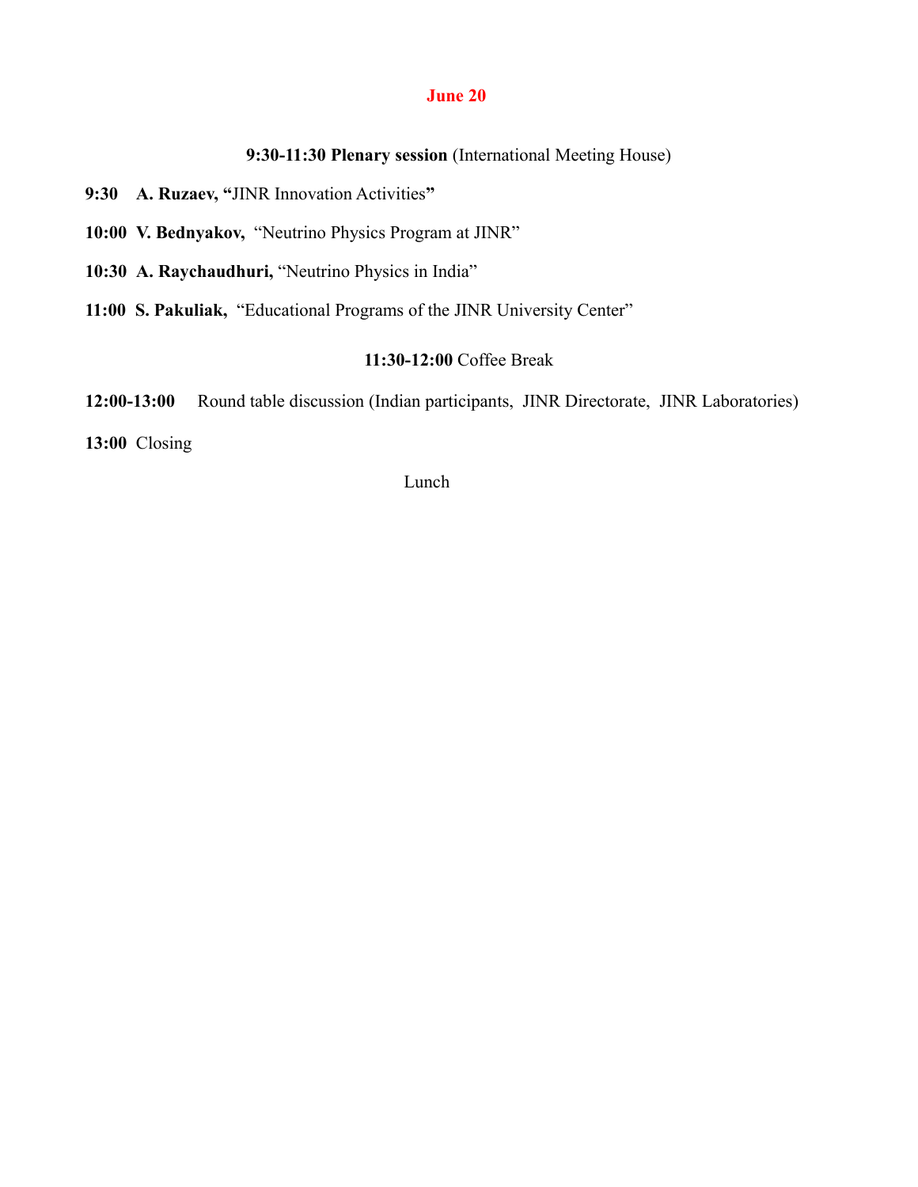## June 20

**9:30-11:30 Plenary session** (International Meeting House)

**9:30 A. Ruzaev, "**JINR Innovation Activities**"**

**10:00 V. Bednyakov,** "Neutrino Physics Program at JINR"

**10:30 A. Raychaudhuri,** "Neutrino Physics in India"

**11:00 S. Pakuliak,** "Educational Programs of the JINR University Center"

**11:30-12:00** Coffee Break

**12:00-13:00** Round table discussion (Indian participants, JINR Directorate, JINR Laboratories)

**13:00** Closing

Lunch